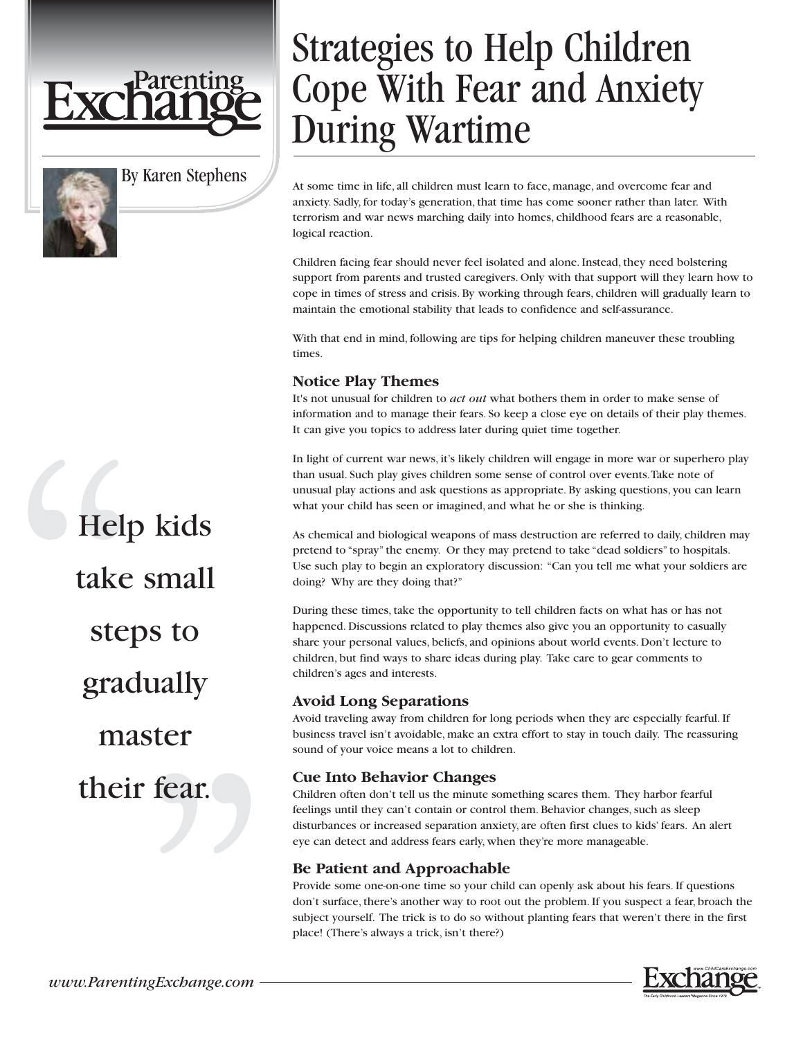# Strategies to Help Children Cope With Fear and Anxiety During Wartime

By Karen Stephens

At some time in life, all children must learn to face, manage, and overcome fear and anxiety. Sadly, for today's generation, that time has come sooner rather than later. With terrorism and war news marching daily into homes, childhood fears are a reasonable, logical reaction.

Children facing fear should never feel isolated and alone. Instead, they need bolstering support from parents and trusted caregivers. Only with that support will they learn how to cope in times of stress and crisis. By working through fears, children will gradually learn to maintain the emotional stability that leads to confidence and self-assurance.

With that end in mind, following are tips for helping children maneuver these troubling times.

> Help kids take small steps to gradually master their fear.

### Notice Play Themes

It's not unusual for children to *act out* what bothers them in order to make sense of information and to manage their fears. So keep a close eye on details of their play themes. It can give you topics to address later during quiet time together.

In light of current war news, it's likely children will engage in more war or superhero play than usual. Such play gives children some sense of control over events. Take note of unusual play actions and ask questions as appropriate. By asking questions, you can learn what your child has seen or imagined, and what he or she is thinking.

As chemical and biological weapons of mass destruction are referred to daily, children may pretend to "spray" the enemy. Or they may pretend to take "dead soldiers" to hospitals. Use such play to begin an exploratory discussion: "Can you tell me what your soldiers are doing? Why are they doing that?"

During these times, take the opportunity to tell children facts on what has or has not happened. Discussions related to play themes also give you an opportunity to casually share your personal values, beliefs, and opinions about world events. Don't lecture to children, but find ways to share ideas during play. Take care to gear comments to children's ages and interests.

### Avoid Long Separations

Avoid traveling away from children for long periods when they are especially fearful. If business travel isn't avoidable, make an extra effort to stay in touch daily. The reassuring sound of your voice means a lot to children.

### Cue Into Behavior Changes

Children often don't tell us the minute something scares them. They harbor fearful feelings until they can't contain or control them. Behavior changes, such as sleep disturbances or increased separation anxiety, are often first clues to kids' fears. An alert eye can detect and address fears early, when they're more manageable.

### Be Patient and Approachable

Provide some one-on-one time so your child can openly ask about his fears. If questions don't surface, there's another way to root out the problem. If you suspect a fear, broach the subject yourself. The trick is to do so without planting fears that weren't there in the first place! (There's always a trick, isn't there?)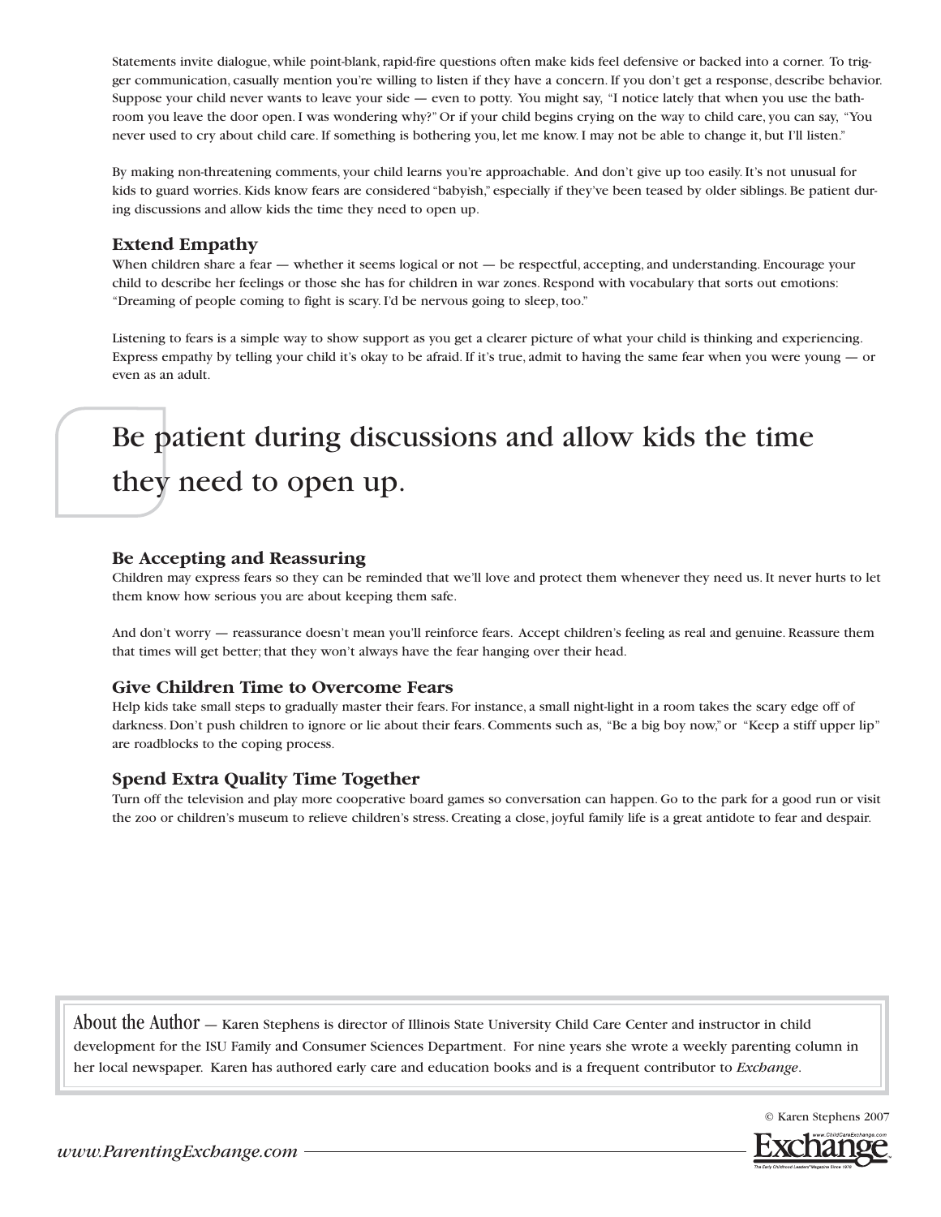Statements invite dialogue, while point-blank, rapid-fire questions often make kids feel defensive or backed into a corner. To trigger communication, casually mention you're willing to listen if they have a concern. If you don't get a response, describe behavior. Suppose your child never wants to leave your side — even to potty. You might say, "I notice lately that when you use the bathroom you leave the door open. I was wondering why?" Or if your child begins crying on the way to child care, you can say, "You never used to cry about child care. If something is bothering you, let me know. I may not be able to change it, but I'll listen."

By making non-threatening comments, your child learns you're approachable. And don't give up too easily. It's not unusual for kids to guard worries. Kids know fears are considered "babyish," especially if they've been teased by older siblings. Be patient during discussions and allow kids the time they need to open up.

### Extend Empathy

When children share a fear — whether it seems logical or not — be respectful, accepting, and understanding. Encourage your child to describe her feelings or those she has for children in war zones. Respond with vocabulary that sorts out emotions: "Dreaming of people coming to fight is scary. I'd be nervous going to sleep, too."

Listening to fears is a simple way to show support as you get a clearer picture of what your child is thinking and experiencing. Express empathy by telling your child it's okay to be afraid. If it's true, admit to having the same fear when you were young — or even as an adult.

> Be patient during discussions and allow kids the time they need to open up.

### Be Accepting and Reassuring

Children may express fears so they can be reminded that we'll love and protect them whenever they need us. It never hurts to let them know how serious you are about keeping them safe.

And don't worry — reassurance doesn't mean you'll reinforce fears. Accept children's feeling as real and genuine. Reassure them that times will get better; that they won't always have the fear hanging over their head.

### Give Children Time to Overcome Fears

Help kids take small steps to gradually master their fears. For instance, a small night-light in a room takes the scary edge off of darkness. Don't push children to ignore or lie about their fears. Comments such as, "Be a big boy now," or "Keep a stiff upper lip" are roadblocks to the coping process.

### Spend Extra Quality Time Together

Turn off the television and play more cooperative board games so conversation can happen. Go to the park for a good run or visit the zoo or children's museum to relieve children's stress. Creating a close, joyful family life is a great antidote to fear and despair.

About the Author — Karen Stephens is director of Illinois State University Child Care Center and instructor in child development for the ISU Family and Consumer Sciences Department. For nine years she wrote a weekly parenting column in her local newspaper. Karen has authored early care and education books and is a frequent contributor to *Exchange*.

© Karen Stephens 2007